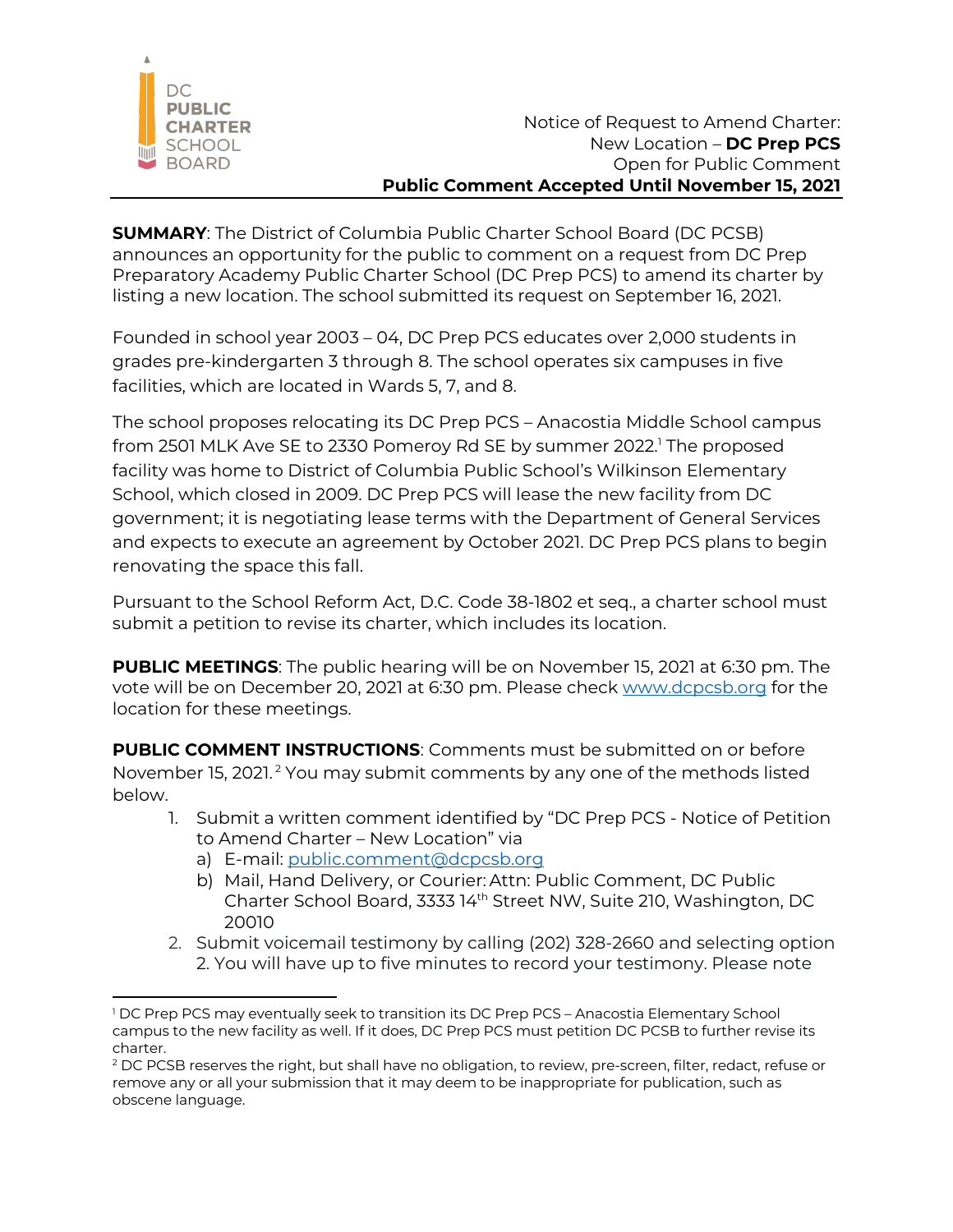DC PUBLIC CHARTER SCHOOL BOARD

Notice of Request to Amend Charter:
New Location – **DC Prep PCS**
Open for Public Comment
**Public Comment Accepted Until November 15, 2021**

**SUMMARY**: The District of Columbia Public Charter School Board (DC PCSB) announces an opportunity for the public to comment on a request from DC Prep Preparatory Academy Public Charter School (DC Prep PCS) to amend its charter by listing a new location. The school submitted its request on September 16, 2021.

Founded in school year 2003 – 04, DC Prep PCS educates over 2,000 students in grades pre-kindergarten 3 through 8. The school operates six campuses in five facilities, which are located in Wards 5, 7, and 8.

The school proposes relocating its DC Prep PCS – Anacostia Middle School campus from 2501 MLK Ave SE to 2330 Pomeroy Rd SE by summer 2022.[1] The proposed facility was home to District of Columbia Public School's Wilkinson Elementary School, which closed in 2009. DC Prep PCS will lease the new facility from DC government; it is negotiating lease terms with the Department of General Services and expects to execute an agreement by October 2021. DC Prep PCS plans to begin renovating the space this fall.

Pursuant to the School Reform Act, D.C. Code 38-1802 et seq., a charter school must submit a petition to revise its charter, which includes its location.

**PUBLIC MEETINGS**: The public hearing will be on November 15, 2021 at 6:30 pm. The vote will be on December 20, 2021 at 6:30 pm. Please check www.dcpcsb.org for the location for these meetings.

**PUBLIC COMMENT INSTRUCTIONS**: Comments must be submitted on or before November 15, 2021.[2] You may submit comments by any one of the methods listed below.

1. Submit a written comment identified by "DC Prep PCS - Notice of Petition to Amend Charter – New Location" via
   a) E-mail: public.comment@dcpcsb.org
   b) Mail, Hand Delivery, or Courier: Attn: Public Comment, DC Public Charter School Board, 3333 14th Street NW, Suite 210, Washington, DC 20010
2. Submit voicemail testimony by calling (202) 328-2660 and selecting option 2. You will have up to five minutes to record your testimony. Please note

[1] DC Prep PCS may eventually seek to transition its DC Prep PCS – Anacostia Elementary School campus to the new facility as well. If it does, DC Prep PCS must petition DC PCSB to further revise its charter.

[2] DC PCSB reserves the right, but shall have no obligation, to review, pre-screen, filter, redact, refuse or remove any or all your submission that it may deem to be inappropriate for publication, such as obscene language.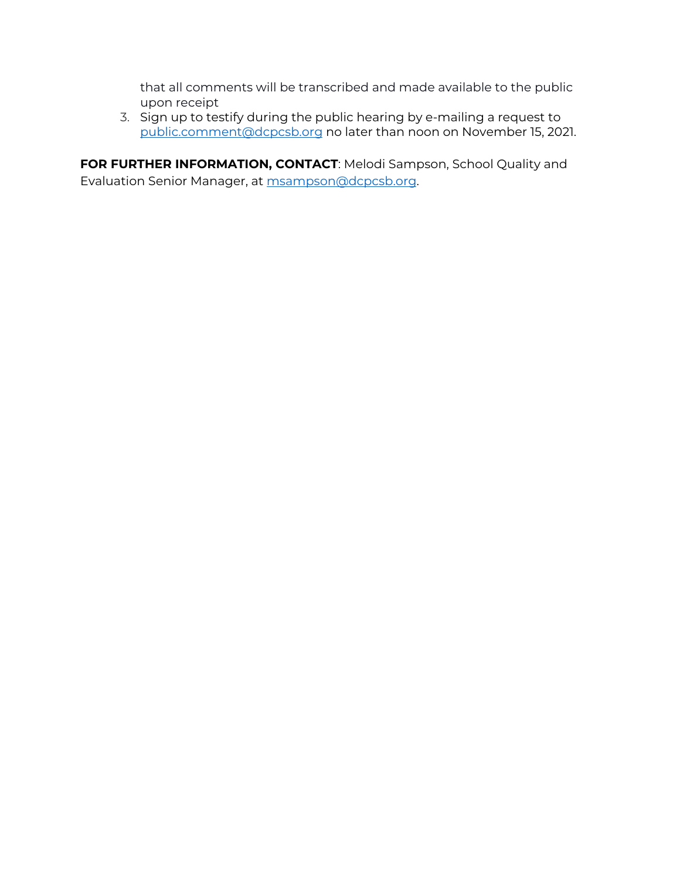that all comments will be transcribed and made available to the public upon receipt

3. Sign up to testify during the public hearing by e-mailing a request to public.comment@dcpcsb.org no later than noon on November 15, 2021.

**FOR FURTHER INFORMATION, CONTACT**: Melodi Sampson, School Quality and Evaluation Senior Manager, at msampson@dcpcsb.org.